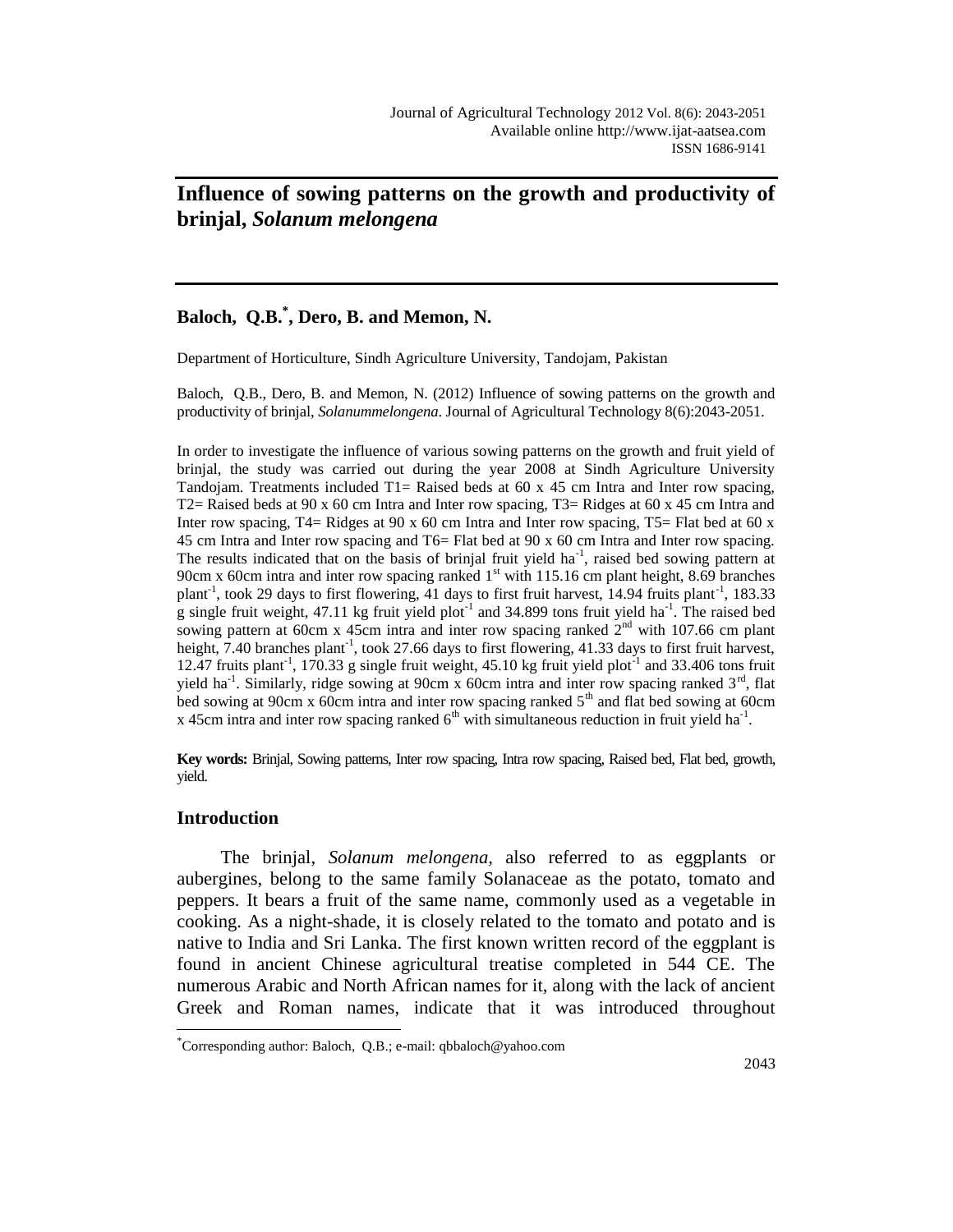# Influence of sowing patterns on the growth and productivity of brinjal, *Solanum melongena*

**Baloch, Q.B.*, Dero, B. and Memon, N.**

Department of Horticulture, Sindh Agriculture University, Tandojam, Pakistan

Baloch, Q.B., Dero, B. and Memon, N. (2012) Influence of sowing patterns on the growth and productivity of brinjal, *Solanummelongena*. Journal of Agricultural Technology 8(6):2043-2051.

In order to investigate the influence of various sowing patterns on the growth and fruit yield of brinjal, the study was carried out during the year 2008 at Sindh Agriculture University Tandojam. Treatments included T1= Raised beds at 60 x 45 cm Intra and Inter row spacing, T2= Raised beds at 90 x 60 cm Intra and Inter row spacing, T3= Ridges at 60 x 45 cm Intra and Inter row spacing, T4= Ridges at 90 x 60 cm Intra and Inter row spacing, T5= Flat bed at 60 x 45 cm Intra and Inter row spacing and T6= Flat bed at 90 x 60 cm Intra and Inter row spacing. The results indicated that on the basis of brinjal fruit yield $ha^{-1}$, raised bed sowing pattern at 90cm x 60cm intra and inter row spacing ranked 1st with 115.16 cm plant height, 8.69 branches $plant^{-1}$, took 29 days to first flowering, 41 days to first fruit harvest, 14.94 fruits $plant^{-1}$, 183.33 g single fruit weight, 47.11 kg fruit yield $plot^{-1}$ and 34.899 tons fruit yield $ha^{-1}$. The raised bed sowing pattern at 60cm x 45cm intra and inter row spacing ranked 2nd with 107.66 cm plant height, 7.40 branches $plant^{-1}$, took 27.66 days to first flowering, 41.33 days to first fruit harvest, 12.47 fruits $plant^{-1}$, 170.33 g single fruit weight, 45.10 kg fruit yield $plot^{-1}$ and 33.406 tons fruit yield $ha^{-1}$. Similarly, ridge sowing at 90cm x 60cm intra and inter row spacing ranked 3rd, flat bed sowing at 90cm x 60cm intra and inter row spacing ranked 5th and flat bed sowing at 60cm x 45cm intra and inter row spacing ranked 6th with simultaneous reduction in fruit yield $ha^{-1}$.

**Key words:** Brinjal, Sowing patterns, Inter row spacing, Intra row spacing, Raised bed, Flat bed, growth, yield.

## Introduction

The brinjal, *Solanum melongena,* also referred to as eggplants or aubergines, belong to the same family Solanaceae as the potato, tomato and peppers. It bears a fruit of the same name, commonly used as a vegetable in cooking. As a night-shade, it is closely related to the tomato and potato and is native to India and Sri Lanka. The first known written record of the eggplant is found in ancient Chinese agricultural treatise completed in 544 CE. The numerous Arabic and North African names for it, along with the lack of ancient Greek and Roman names, indicate that it was introduced throughout

*Corresponding author: Baloch, Q.B.; e-mail: qbbaloch@yahoo.com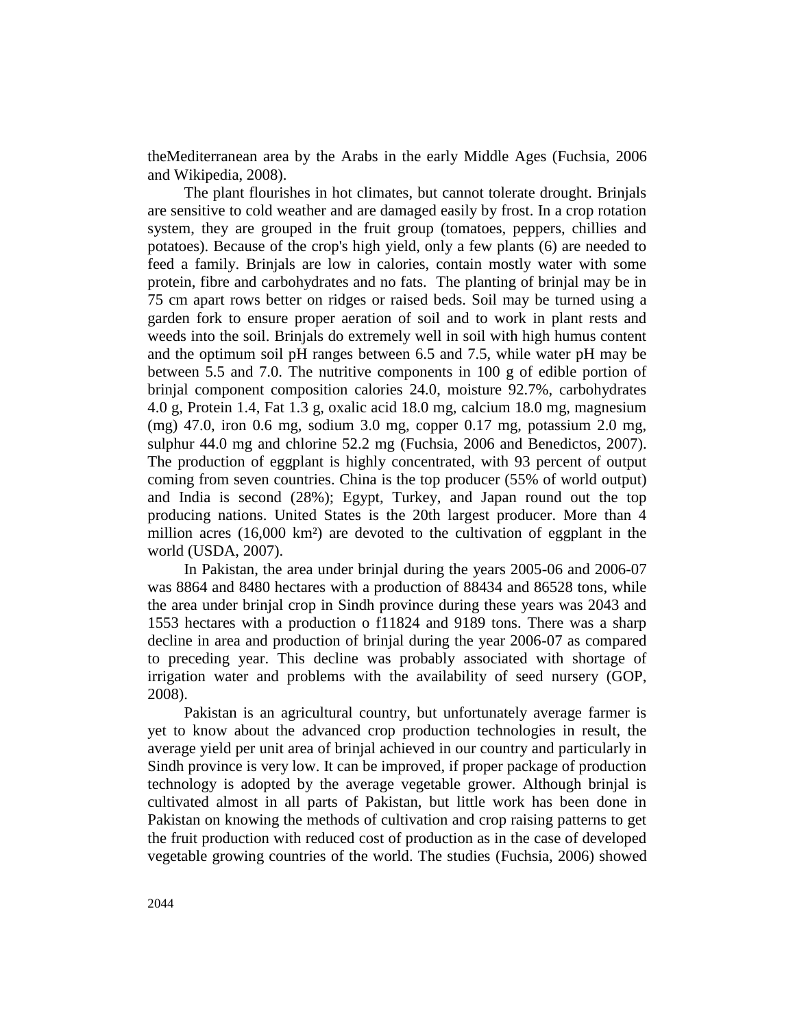theMediterranean area by the Arabs in the early Middle Ages (Fuchsia, 2006 and Wikipedia, 2008).

The plant flourishes in hot climates, but cannot tolerate drought. Brinjals are sensitive to cold weather and are damaged easily by frost. In a crop rotation system, they are grouped in the fruit group (tomatoes, peppers, chillies and potatoes). Because of the crop's high yield, only a few plants (6) are needed to feed a family. Brinjals are low in calories, contain mostly water with some protein, fibre and carbohydrates and no fats. The planting of brinjal may be in 75 cm apart rows better on ridges or raised beds. Soil may be turned using a garden fork to ensure proper aeration of soil and to work in plant rests and weeds into the soil. Brinjals do extremely well in soil with high humus content and the optimum soil pH ranges between 6.5 and 7.5, while water pH may be between 5.5 and 7.0. The nutritive components in 100 g of edible portion of brinjal component composition calories 24.0, moisture 92.7%, carbohydrates 4.0 g, Protein 1.4, Fat 1.3 g, oxalic acid 18.0 mg, calcium 18.0 mg, magnesium (mg) 47.0, iron 0.6 mg, sodium 3.0 mg, copper 0.17 mg, potassium 2.0 mg, sulphur 44.0 mg and chlorine 52.2 mg (Fuchsia, 2006 and Benedictos, 2007). The production of eggplant is highly concentrated, with 93 percent of output coming from seven countries. China is the top producer (55% of world output) and India is second (28%); Egypt, Turkey, and Japan round out the top producing nations. United States is the 20th largest producer. More than 4 million acres (16,000 km²) are devoted to the cultivation of eggplant in the world (USDA, 2007).

In Pakistan, the area under brinjal during the years 2005-06 and 2006-07 was 8864 and 8480 hectares with a production of 88434 and 86528 tons, while the area under brinjal crop in Sindh province during these years was 2043 and 1553 hectares with a production o f11824 and 9189 tons. There was a sharp decline in area and production of brinjal during the year 2006-07 as compared to preceding year. This decline was probably associated with shortage of irrigation water and problems with the availability of seed nursery (GOP, 2008).

Pakistan is an agricultural country, but unfortunately average farmer is yet to know about the advanced crop production technologies in result, the average yield per unit area of brinjal achieved in our country and particularly in Sindh province is very low. It can be improved, if proper package of production technology is adopted by the average vegetable grower. Although brinjal is cultivated almost in all parts of Pakistan, but little work has been done in Pakistan on knowing the methods of cultivation and crop raising patterns to get the fruit production with reduced cost of production as in the case of developed vegetable growing countries of the world. The studies (Fuchsia, 2006) showed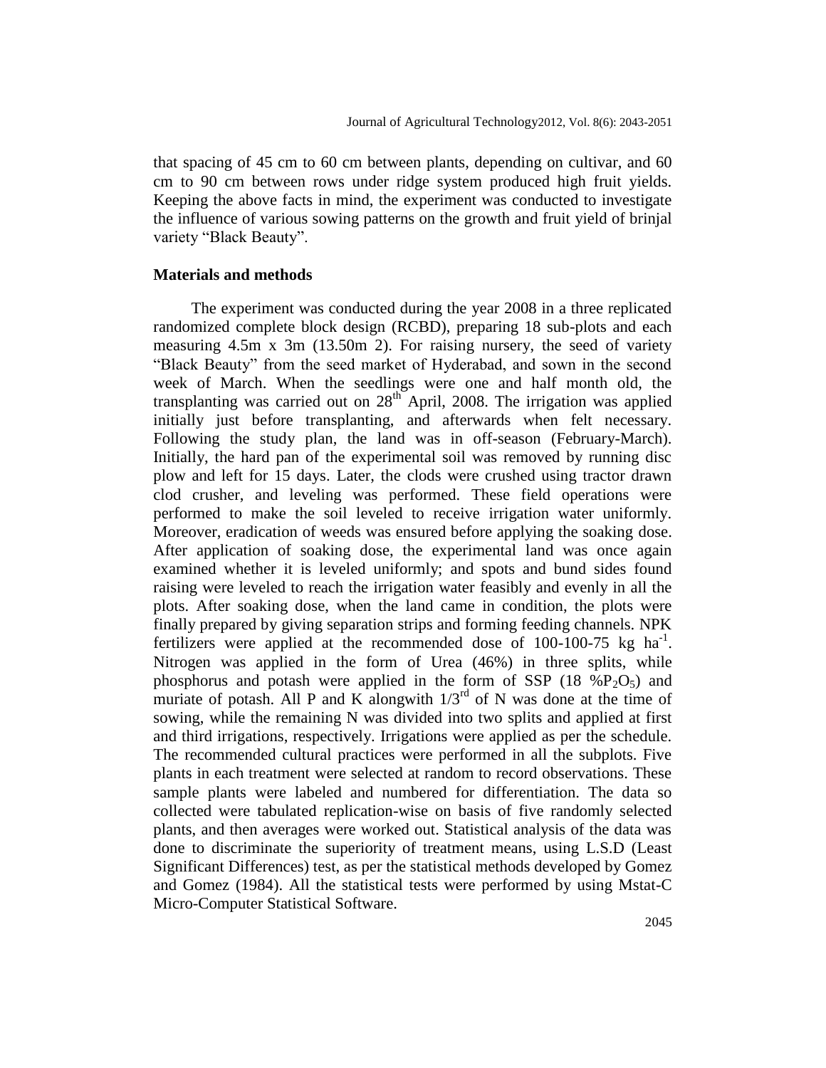that spacing of 45 cm to 60 cm between plants, depending on cultivar, and 60 cm to 90 cm between rows under ridge system produced high fruit yields. Keeping the above facts in mind, the experiment was conducted to investigate the influence of various sowing patterns on the growth and fruit yield of brinjal variety "Black Beauty".

## Materials and methods

The experiment was conducted during the year 2008 in a three replicated randomized complete block design (RCBD), preparing 18 sub-plots and each measuring 4.5m x 3m (13.50m 2). For raising nursery, the seed of variety "Black Beauty" from the seed market of Hyderabad, and sown in the second week of March. When the seedlings were one and half month old, the transplanting was carried out on 28$^{th}$ April, 2008. The irrigation was applied initially just before transplanting, and afterwards when felt necessary. Following the study plan, the land was in off-season (February-March). Initially, the hard pan of the experimental soil was removed by running disc plow and left for 15 days. Later, the clods were crushed using tractor drawn clod crusher, and leveling was performed. These field operations were performed to make the soil leveled to receive irrigation water uniformly. Moreover, eradication of weeds was ensured before applying the soaking dose. After application of soaking dose, the experimental land was once again examined whether it is leveled uniformly; and spots and bund sides found raising were leveled to reach the irrigation water feasibly and evenly in all the plots. After soaking dose, when the land came in condition, the plots were finally prepared by giving separation strips and forming feeding channels. NPK fertilizers were applied at the recommended dose of 100-100-75 kg ha$^{-1}$. Nitrogen was applied in the form of Urea (46%) in three splits, while phosphorus and potash were applied in the form of SSP (18 %$P_2O_5$) and muriate of potash. All P and K alongwith 1/3$^{rd}$ of N was done at the time of sowing, while the remaining N was divided into two splits and applied at first and third irrigations, respectively. Irrigations were applied as per the schedule. The recommended cultural practices were performed in all the subplots. Five plants in each treatment were selected at random to record observations. These sample plants were labeled and numbered for differentiation. The data so collected were tabulated replication-wise on basis of five randomly selected plants, and then averages were worked out. Statistical analysis of the data was done to discriminate the superiority of treatment means, using L.S.D (Least Significant Differences) test, as per the statistical methods developed by Gomez and Gomez (1984). All the statistical tests were performed by using Mstat-C Micro-Computer Statistical Software.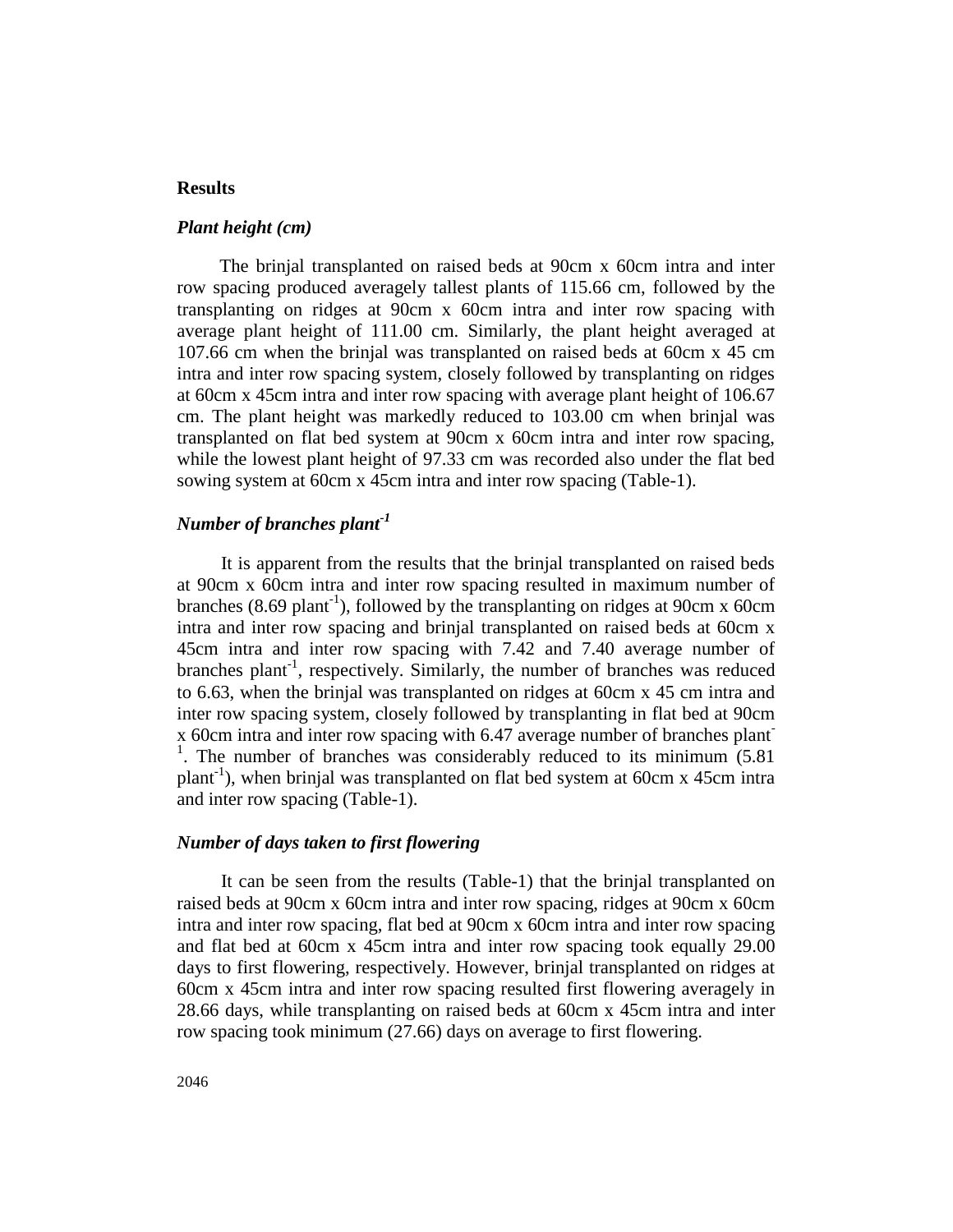## Results

### *Plant height (cm)*

The brinjal transplanted on raised beds at 90cm x 60cm intra and inter row spacing produced averagely tallest plants of 115.66 cm, followed by the transplanting on ridges at 90cm x 60cm intra and inter row spacing with average plant height of 111.00 cm. Similarly, the plant height averaged at 107.66 cm when the brinjal was transplanted on raised beds at 60cm x 45 cm intra and inter row spacing system, closely followed by transplanting on ridges at 60cm x 45cm intra and inter row spacing with average plant height of 106.67 cm. The plant height was markedly reduced to 103.00 cm when brinjal was transplanted on flat bed system at 90cm x 60cm intra and inter row spacing, while the lowest plant height of 97.33 cm was recorded also under the flat bed sowing system at 60cm x 45cm intra and inter row spacing (Table-1).

### *Number of branches plant$^{-1}$*

It is apparent from the results that the brinjal transplanted on raised beds at 90cm x 60cm intra and inter row spacing resulted in maximum number of branches (8.69 plant$^{-1}$), followed by the transplanting on ridges at 90cm x 60cm intra and inter row spacing and brinjal transplanted on raised beds at 60cm x 45cm intra and inter row spacing with 7.42 and 7.40 average number of branches plant$^{-1}$, respectively. Similarly, the number of branches was reduced to 6.63, when the brinjal was transplanted on ridges at 60cm x 45 cm intra and inter row spacing system, closely followed by transplanting in flat bed at 90cm x 60cm intra and inter row spacing with 6.47 average number of branches plant$^{-1}$. The number of branches was considerably reduced to its minimum (5.81 plant$^{-1}$), when brinjal was transplanted on flat bed system at 60cm x 45cm intra and inter row spacing (Table-1).

### *Number of days taken to first flowering*

It can be seen from the results (Table-1) that the brinjal transplanted on raised beds at 90cm x 60cm intra and inter row spacing, ridges at 90cm x 60cm intra and inter row spacing, flat bed at 90cm x 60cm intra and inter row spacing and flat bed at 60cm x 45cm intra and inter row spacing took equally 29.00 days to first flowering, respectively. However, brinjal transplanted on ridges at 60cm x 45cm intra and inter row spacing resulted first flowering averagely in 28.66 days, while transplanting on raised beds at 60cm x 45cm intra and inter row spacing took minimum (27.66) days on average to first flowering.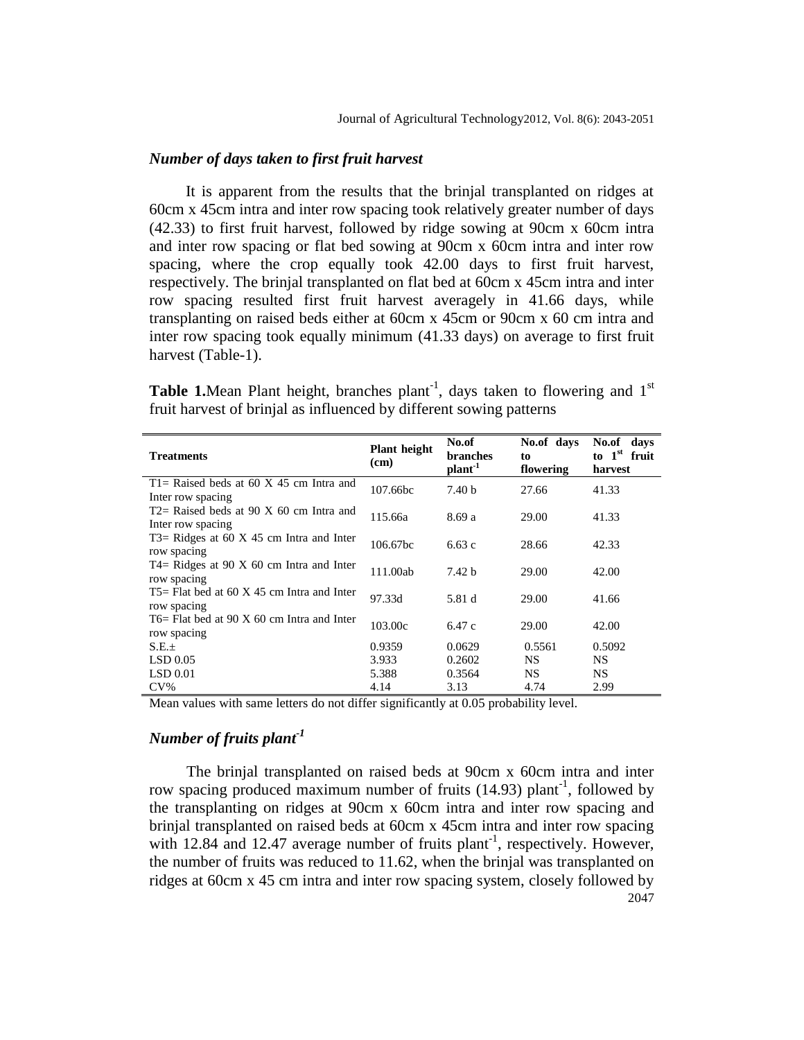### *Number of days taken to first fruit harvest*

It is apparent from the results that the brinjal transplanted on ridges at 60cm x 45cm intra and inter row spacing took relatively greater number of days (42.33) to first fruit harvest, followed by ridge sowing at 90cm x 60cm intra and inter row spacing or flat bed sowing at 90cm x 60cm intra and inter row spacing, where the crop equally took 42.00 days to first fruit harvest, respectively. The brinjal transplanted on flat bed at 60cm x 45cm intra and inter row spacing resulted first fruit harvest averagely in 41.66 days, while transplanting on raised beds either at 60cm x 45cm or 90cm x 60 cm intra and inter row spacing took equally minimum (41.33 days) on average to first fruit harvest (Table-1).

**Table 1.** Mean Plant height, branches plant$^{-1}$, days taken to flowering and 1$^{st}$ fruit harvest of brinjal as influenced by different sowing patterns

| Treatments | Plant height (cm) | No.of branches plant$^{-1}$ | No.of days to flowering | No.of days to 1$^{st}$ fruit harvest |
|---|---|---|---|---|
| T1= Raised beds at 60 X 45 cm Intra and Inter row spacing | 107.66bc | 7.40 b | 27.66 | 41.33 |
| T2= Raised beds at 90 X 60 cm Intra and Inter row spacing | 115.66a | 8.69 a | 29.00 | 41.33 |
| T3= Ridges at 60 X 45 cm Intra and Inter row spacing | 106.67bc | 6.63 c | 28.66 | 42.33 |
| T4= Ridges at 90 X 60 cm Intra and Inter row spacing | 111.00ab | 7.42 b | 29.00 | 42.00 |
| T5= Flat bed at 60 X 45 cm Intra and Inter row spacing | 97.33d | 5.81 d | 29.00 | 41.66 |
| T6= Flat bed at 90 X 60 cm Intra and Inter row spacing | 103.00c | 6.47 c | 29.00 | 42.00 |
| S.E.± | 0.9359 | 0.0629 | 0.5561 | 0.5092 |
| LSD 0.05 | 3.933 | 0.2602 | NS | NS |
| LSD 0.01 | 5.388 | 0.3564 | NS | NS |
| CV% | 4.14 | 3.13 | 4.74 | 2.99 |

Mean values with same letters do not differ significantly at 0.05 probability level.

### *Number of fruits plant$^{-1}$*

The brinjal transplanted on raised beds at 90cm x 60cm intra and inter row spacing produced maximum number of fruits (14.93) plant$^{-1}$, followed by the transplanting on ridges at 90cm x 60cm intra and inter row spacing and brinjal transplanted on raised beds at 60cm x 45cm intra and inter row spacing with 12.84 and 12.47 average number of fruits plant$^{-1}$, respectively. However, the number of fruits was reduced to 11.62, when the brinjal was transplanted on ridges at 60cm x 45 cm intra and inter row spacing system, closely followed by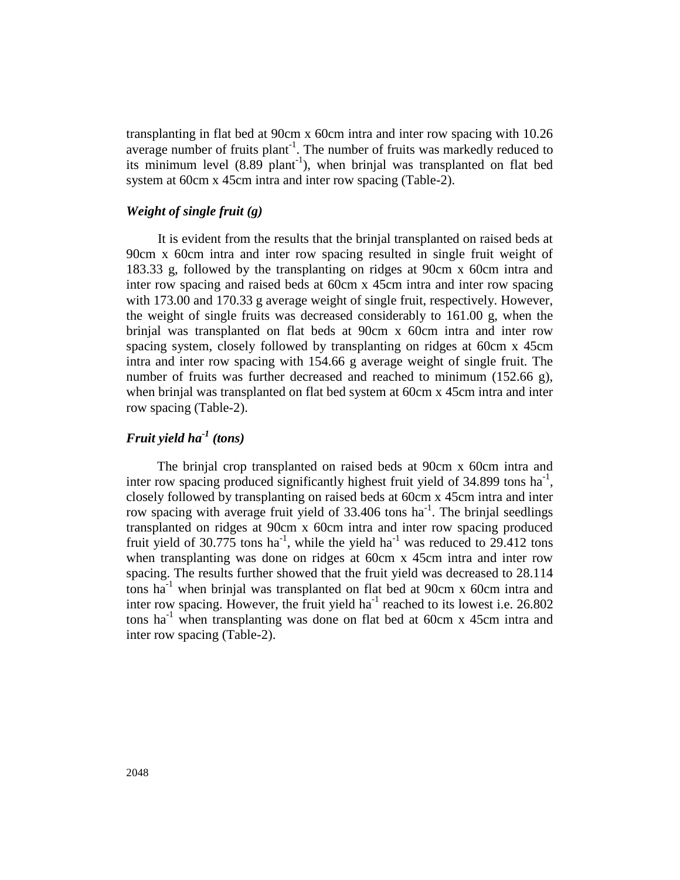transplanting in flat bed at 90cm x 60cm intra and inter row spacing with 10.26 average number of fruits plant$^{-1}$. The number of fruits was markedly reduced to its minimum level (8.89 plant$^{-1}$), when brinjal was transplanted on flat bed system at 60cm x 45cm intra and inter row spacing (Table-2).

### *Weight of single fruit (g)*

It is evident from the results that the brinjal transplanted on raised beds at 90cm x 60cm intra and inter row spacing resulted in single fruit weight of 183.33 g, followed by the transplanting on ridges at 90cm x 60cm intra and inter row spacing and raised beds at 60cm x 45cm intra and inter row spacing with 173.00 and 170.33 g average weight of single fruit, respectively. However, the weight of single fruits was decreased considerably to 161.00 g, when the brinjal was transplanted on flat beds at 90cm x 60cm intra and inter row spacing system, closely followed by transplanting on ridges at 60cm x 45cm intra and inter row spacing with 154.66 g average weight of single fruit. The number of fruits was further decreased and reached to minimum (152.66 g), when brinjal was transplanted on flat bed system at 60cm x 45cm intra and inter row spacing (Table-2).

### *Fruit yield ha$^{-1}$ (tons)*

The brinjal crop transplanted on raised beds at 90cm x 60cm intra and inter row spacing produced significantly highest fruit yield of 34.899 tons ha$^{-1}$, closely followed by transplanting on raised beds at 60cm x 45cm intra and inter row spacing with average fruit yield of 33.406 tons ha$^{-1}$. The brinjal seedlings transplanted on ridges at 90cm x 60cm intra and inter row spacing produced fruit yield of 30.775 tons ha$^{-1}$, while the yield ha$^{-1}$ was reduced to 29.412 tons when transplanting was done on ridges at 60cm x 45cm intra and inter row spacing. The results further showed that the fruit yield was decreased to 28.114 tons ha$^{-1}$ when brinjal was transplanted on flat bed at 90cm x 60cm intra and inter row spacing. However, the fruit yield ha$^{-1}$ reached to its lowest i.e. 26.802 tons ha$^{-1}$ when transplanting was done on flat bed at 60cm x 45cm intra and inter row spacing (Table-2).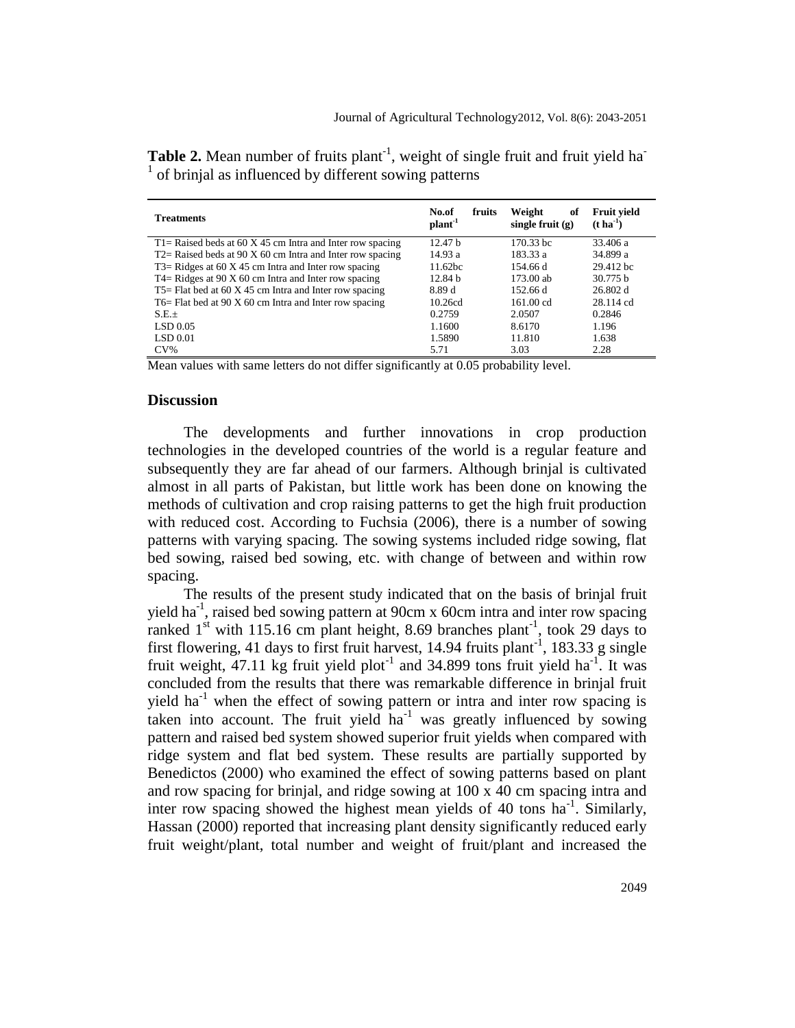**Table 2.** Mean number of fruits plant$^{-1}$, weight of single fruit and fruit yield ha$^{-1}$ of brinjal as influenced by different sowing patterns

| Treatments | No.of fruits plant$^{-1}$ | Weight of single fruit (g) | Fruit yield (t ha$^{-1}$) |
|---|---|---|---|
| T1= Raised beds at 60 X 45 cm Intra and Inter row spacing | 12.47 b | 170.33 bc | 33.406 a |
| T2= Raised beds at 90 X 60 cm Intra and Inter row spacing | 14.93 a | 183.33 a | 34.899 a |
| T3= Ridges at 60 X 45 cm Intra and Inter row spacing | 11.62bc | 154.66 d | 29.412 bc |
| T4= Ridges at 90 X 60 cm Intra and Inter row spacing | 12.84 b | 173.00 ab | 30.775 b |
| T5= Flat bed at 60 X 45 cm Intra and Inter row spacing | 8.89 d | 152.66 d | 26.802 d |
| T6= Flat bed at 90 X 60 cm Intra and Inter row spacing | 10.26cd | 161.00 cd | 28.114 cd |
| S.E.± | 0.2759 | 2.0507 | 0.2846 |
| LSD 0.05 | 1.1600 | 8.6170 | 1.196 |
| LSD 0.01 | 1.5890 | 11.810 | 1.638 |
| CV% | 5.71 | 3.03 | 2.28 |

Mean values with same letters do not differ significantly at 0.05 probability level.

## Discussion

The developments and further innovations in crop production technologies in the developed countries of the world is a regular feature and subsequently they are far ahead of our farmers. Although brinjal is cultivated almost in all parts of Pakistan, but little work has been done on knowing the methods of cultivation and crop raising patterns to get the high fruit production with reduced cost. According to Fuchsia (2006), there is a number of sowing patterns with varying spacing. The sowing systems included ridge sowing, flat bed sowing, raised bed sowing, etc. with change of between and within row spacing.

The results of the present study indicated that on the basis of brinjal fruit yield ha$^{-1}$, raised bed sowing pattern at 90cm x 60cm intra and inter row spacing ranked 1$^{st}$ with 115.16 cm plant height, 8.69 branches plant$^{-1}$, took 29 days to first flowering, 41 days to first fruit harvest, 14.94 fruits plant$^{-1}$, 183.33 g single fruit weight, 47.11 kg fruit yield plot$^{-1}$ and 34.899 tons fruit yield ha$^{-1}$. It was concluded from the results that there was remarkable difference in brinjal fruit yield ha$^{-1}$ when the effect of sowing pattern or intra and inter row spacing is taken into account. The fruit yield ha$^{-1}$ was greatly influenced by sowing pattern and raised bed system showed superior fruit yields when compared with ridge system and flat bed system. These results are partially supported by Benedictos (2000) who examined the effect of sowing patterns based on plant and row spacing for brinjal, and ridge sowing at 100 x 40 cm spacing intra and inter row spacing showed the highest mean yields of 40 tons ha$^{-1}$. Similarly, Hassan (2000) reported that increasing plant density significantly reduced early fruit weight/plant, total number and weight of fruit/plant and increased the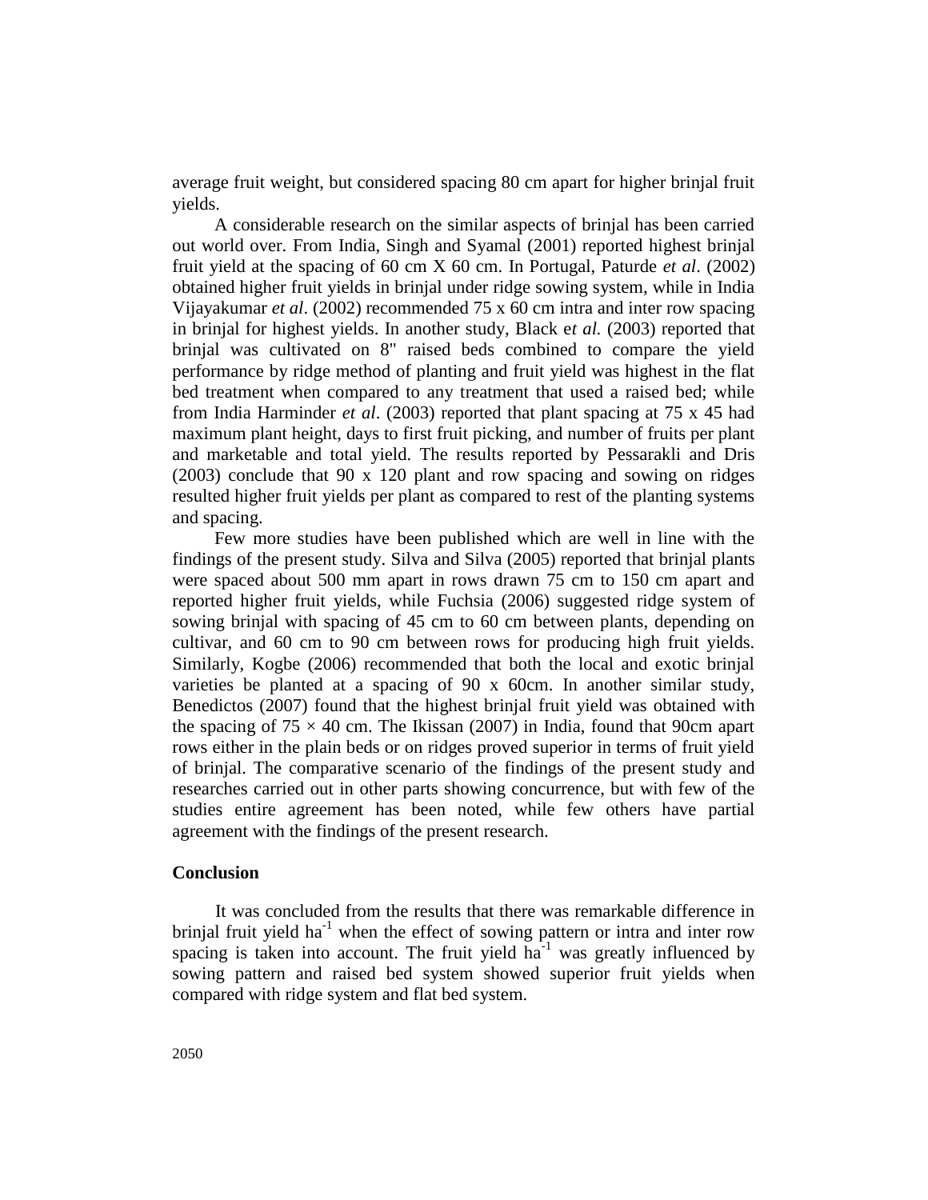average fruit weight, but considered spacing 80 cm apart for higher brinjal fruit yields.

A considerable research on the similar aspects of brinjal has been carried out world over. From India, Singh and Syamal (2001) reported highest brinjal fruit yield at the spacing of 60 cm X 60 cm. In Portugal, Paturde *et al*. (2002) obtained higher fruit yields in brinjal under ridge sowing system, while in India Vijayakumar *et al*. (2002) recommended 75 x 60 cm intra and inter row spacing in brinjal for highest yields. In another study, Black e*t al.* (2003) reported that brinjal was cultivated on 8" raised beds combined to compare the yield performance by ridge method of planting and fruit yield was highest in the flat bed treatment when compared to any treatment that used a raised bed; while from India Harminder *et al*. (2003) reported that plant spacing at 75 x 45 had maximum plant height, days to first fruit picking, and number of fruits per plant and marketable and total yield. The results reported by Pessarakli and Dris (2003) conclude that 90 x 120 plant and row spacing and sowing on ridges resulted higher fruit yields per plant as compared to rest of the planting systems and spacing.

Few more studies have been published which are well in line with the findings of the present study. Silva and Silva (2005) reported that brinjal plants were spaced about 500 mm apart in rows drawn 75 cm to 150 cm apart and reported higher fruit yields, while Fuchsia (2006) suggested ridge system of sowing brinjal with spacing of 45 cm to 60 cm between plants, depending on cultivar, and 60 cm to 90 cm between rows for producing high fruit yields. Similarly, Kogbe (2006) recommended that both the local and exotic brinjal varieties be planted at a spacing of 90 x 60cm. In another similar study, Benedictos (2007) found that the highest brinjal fruit yield was obtained with the spacing of 75 × 40 cm. The Ikissan (2007) in India, found that 90cm apart rows either in the plain beds or on ridges proved superior in terms of fruit yield of brinjal. The comparative scenario of the findings of the present study and researches carried out in other parts showing concurrence, but with few of the studies entire agreement has been noted, while few others have partial agreement with the findings of the present research.

## Conclusion

It was concluded from the results that there was remarkable difference in brinjal fruit yield $ha^{-1}$ when the effect of sowing pattern or intra and inter row spacing is taken into account. The fruit yield $ha^{-1}$ was greatly influenced by sowing pattern and raised bed system showed superior fruit yields when compared with ridge system and flat bed system.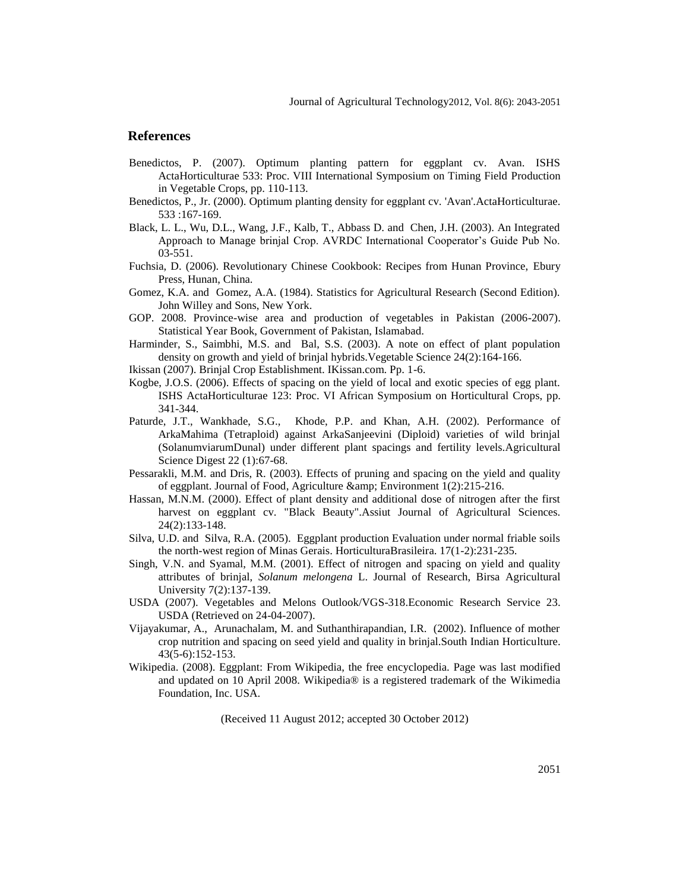## References

Benedictos, P. (2007). Optimum planting pattern for eggplant cv. Avan. ISHS ActaHorticulturae 533: Proc. VIII International Symposium on Timing Field Production in Vegetable Crops, pp. 110-113.

Benedictos, P., Jr. (2000). Optimum planting density for eggplant cv. 'Avan'.ActaHorticulturae. 533 :167-169.

Black, L. L., Wu, D.L., Wang, J.F., Kalb, T., Abbass D. and Chen, J.H. (2003). An Integrated Approach to Manage brinjal Crop. AVRDC International Cooperator's Guide Pub No. 03-551.

Fuchsia, D. (2006). Revolutionary Chinese Cookbook: Recipes from Hunan Province, Ebury Press, Hunan, China.

Gomez, K.A. and Gomez, A.A. (1984). Statistics for Agricultural Research (Second Edition). John Willey and Sons, New York.

GOP. 2008. Province-wise area and production of vegetables in Pakistan (2006-2007). Statistical Year Book, Government of Pakistan, Islamabad.

Harminder, S., Saimbhi, M.S. and Bal, S.S. (2003). A note on effect of plant population density on growth and yield of brinjal hybrids.Vegetable Science 24(2):164-166.

Ikissan (2007). Brinjal Crop Establishment. IKissan.com. Pp. 1-6.

Kogbe, J.O.S. (2006). Effects of spacing on the yield of local and exotic species of egg plant. ISHS ActaHorticulturae 123: Proc. VI African Symposium on Horticultural Crops, pp. 341-344.

Paturde, J.T., Wankhade, S.G., Khode, P.P. and Khan, A.H. (2002). Performance of ArkaMahima (Tetraploid) against ArkaSanjeevini (Diploid) varieties of wild brinjal (SolanumviarumDunal) under different plant spacings and fertility levels.Agricultural Science Digest 22 (1):67-68.

Pessarakli, M.M. and Dris, R. (2003). Effects of pruning and spacing on the yield and quality of eggplant. Journal of Food, Agriculture &amp; Environment 1(2):215-216.

Hassan, M.N.M. (2000). Effect of plant density and additional dose of nitrogen after the first harvest on eggplant cv. "Black Beauty".Assiut Journal of Agricultural Sciences. 24(2):133-148.

Silva, U.D. and Silva, R.A. (2005). Eggplant production Evaluation under normal friable soils the north-west region of Minas Gerais. HorticulturaBrasileira. 17(1-2):231-235.

Singh, V.N. and Syamal, M.M. (2001). Effect of nitrogen and spacing on yield and quality attributes of brinjal, *Solanum melongena* L. Journal of Research, Birsa Agricultural University 7(2):137-139.

USDA (2007). Vegetables and Melons Outlook/VGS-318.Economic Research Service 23. USDA (Retrieved on 24-04-2007).

Vijayakumar, A., Arunachalam, M. and Suthanthirapandian, I.R. (2002). Influence of mother crop nutrition and spacing on seed yield and quality in brinjal.South Indian Horticulture. 43(5-6):152-153.

Wikipedia. (2008). Eggplant: From Wikipedia, the free encyclopedia. Page was last modified and updated on 10 April 2008. Wikipedia® is a registered trademark of the Wikimedia Foundation, Inc. USA.

(Received 11 August 2012; accepted 30 October 2012)